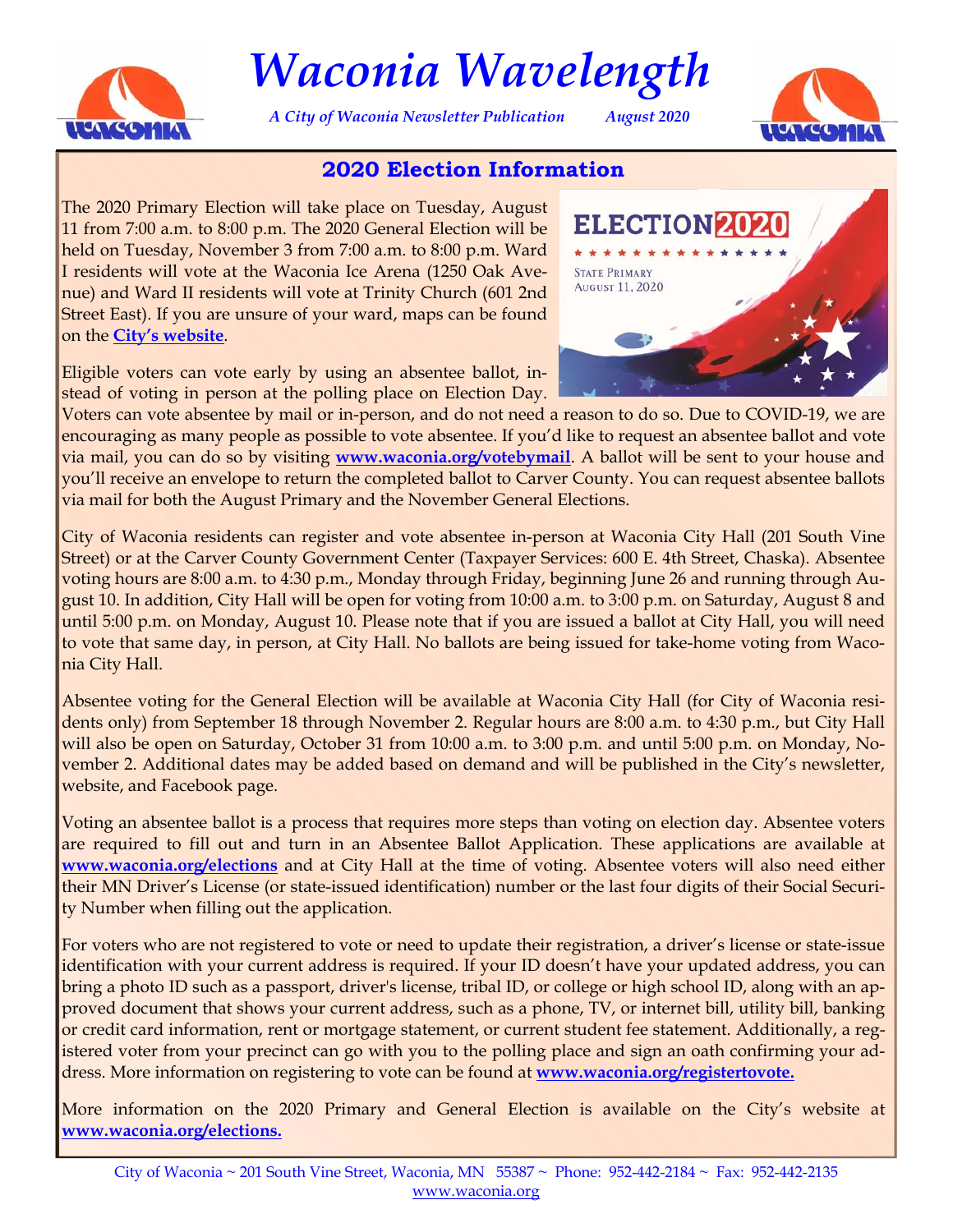// Waconia Wavelength

*A City of Waconia Newsletter Publication* *August 2020*

## 2020 Election Information

The 2020 Primary Election will take place on Tuesday, August 11 from 7:00 a.m. to 8:00 p.m. The 2020 General Election will be held on Tuesday, November 3 from 7:00 a.m. to 8:00 p.m. Ward I residents will vote at the Waconia Ice Arena (1250 Oak Avenue) and Ward II residents will vote at Trinity Church (601 2nd Street East). If you are unsure of your ward, maps can be found on the **City's website**.

Eligible voters can vote early by using an absentee ballot, instead of voting in person at the polling place on Election Day. Voters can vote absentee by mail or in-person, and do not need a reason to do so. Due to COVID-19, we are encouraging as many people as possible to vote absentee. If you'd like to request an absentee ballot and vote via mail, you can do so by visiting **www.waconia.org/votebymail**. A ballot will be sent to your house and you'll receive an envelope to return the completed ballot to Carver County. You can request absentee ballots via mail for both the August Primary and the November General Elections.

City of Waconia residents can register and vote absentee in-person at Waconia City Hall (201 South Vine Street) or at the Carver County Government Center (Taxpayer Services: 600 E. 4th Street, Chaska). Absentee voting hours are 8:00 a.m. to 4:30 p.m., Monday through Friday, beginning June 26 and running through August 10. In addition, City Hall will be open for voting from 10:00 a.m. to 3:00 p.m. on Saturday, August 8 and until 5:00 p.m. on Monday, August 10. Please note that if you are issued a ballot at City Hall, you will need to vote that same day, in person, at City Hall. No ballots are being issued for take-home voting from Waconia City Hall.

Absentee voting for the General Election will be available at Waconia City Hall (for City of Waconia residents only) from September 18 through November 2. Regular hours are 8:00 a.m. to 4:30 p.m., but City Hall will also be open on Saturday, October 31 from 10:00 a.m. to 3:00 p.m. and until 5:00 p.m. on Monday, November 2. Additional dates may be added based on demand and will be published in the City's newsletter, website, and Facebook page.

Voting an absentee ballot is a process that requires more steps than voting on election day. Absentee voters are required to fill out and turn in an Absentee Ballot Application. These applications are available at **www.waconia.org/elections** and at City Hall at the time of voting. Absentee voters will also need either their MN Driver's License (or state-issued identification) number or the last four digits of their Social Security Number when filling out the application.

For voters who are not registered to vote or need to update their registration, a driver's license or state-issue identification with your current address is required. If your ID doesn't have your updated address, you can bring a photo ID such as a passport, driver's license, tribal ID, or college or high school ID, along with an approved document that shows your current address, such as a phone, TV, or internet bill, utility bill, banking or credit card information, rent or mortgage statement, or current student fee statement. Additionally, a registered voter from your precinct can go with you to the polling place and sign an oath confirming your address. More information on registering to vote can be found at **www.waconia.org/registertovote.**

More information on the 2020 Primary and General Election is available on the City's website at **www.waconia.org/elections.**

City of Waconia ~ 201 South Vine Street, Waconia, MN 55387 ~ Phone: 952-442-2184 ~ Fax: 952-442-2135
www.waconia.org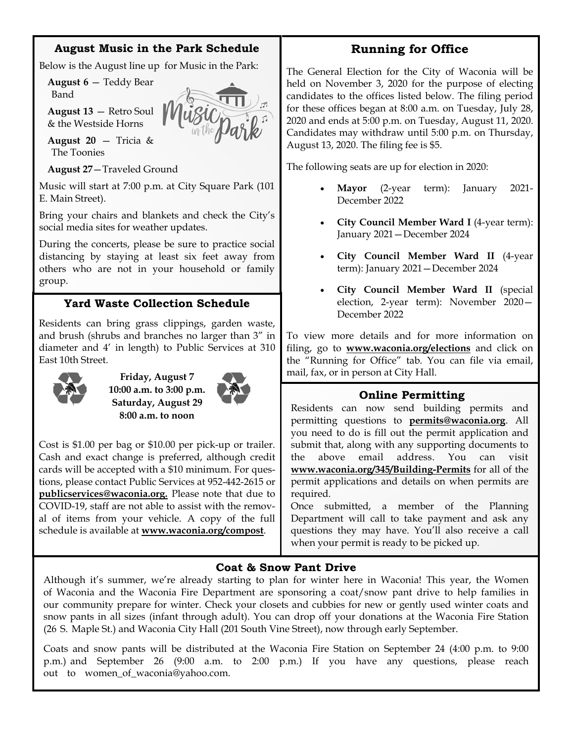## August Music in the Park Schedule

Below is the August line up for Music in the Park:

**August 6** — Teddy Bear Band

**August 13** — Retro Soul & the Westside Horns

**August 20** — Tricia & The Toonies

**August 27**—Traveled Ground

Music will start at 7:00 p.m. at City Square Park (101 E. Main Street).

Bring your chairs and blankets and check the City's social media sites for weather updates.

During the concerts, please be sure to practice social distancing by staying at least six feet away from others who are not in your household or family group.

## Yard Waste Collection Schedule

Residents can bring grass clippings, garden waste, and brush (shrubs and branches no larger than 3" in diameter and 4' in length) to Public Services at 310 East 10th Street.

**Friday, August 7**
**10:00 a.m. to 3:00 p.m.**
**Saturday, August 29**
**8:00 a.m. to noon**

Cost is $1.00 per bag or $10.00 per pick-up or trailer. Cash and exact change is preferred, although credit cards will be accepted with a $10 minimum. For questions, please contact Public Services at 952-442-2615 or **publicservices@waconia.org.** Please note that due to COVID-19, staff are not able to assist with the removal of items from your vehicle. A copy of the full schedule is available at **www.waconia.org/compost**.

## Running for Office

The General Election for the City of Waconia will be held on November 3, 2020 for the purpose of electing candidates to the offices listed below. The filing period for these offices began at 8:00 a.m. on Tuesday, July 28, 2020 and ends at 5:00 p.m. on Tuesday, August 11, 2020. Candidates may withdraw until 5:00 p.m. on Thursday, August 13, 2020. The filing fee is $5.

The following seats are up for election in 2020:

- **Mayor** (2-year term): January 2021-December 2022
- **City Council Member Ward I** (4-year term): January 2021—December 2024
- **City Council Member Ward II** (4-year term): January 2021—December 2024
- **City Council Member Ward II** (special election, 2-year term): November 2020—December 2022

To view more details and for more information on filing, go to **www.waconia.org/elections** and click on the "Running for Office" tab. You can file via email, mail, fax, or in person at City Hall.

## Online Permitting

Residents can now send building permits and permitting questions to **permits@waconia.org**. All you need to do is fill out the permit application and submit that, along with any supporting documents to the above email address. You can visit **www.waconia.org/345/Building-Permits** for all of the permit applications and details on when permits are required.

Once submitted, a member of the Planning Department will call to take payment and ask any questions they may have. You'll also receive a call when your permit is ready to be picked up.

## Coat & Snow Pant Drive

Although it's summer, we're already starting to plan for winter here in Waconia! This year, the Women of Waconia and the Waconia Fire Department are sponsoring a coat/snow pant drive to help families in our community prepare for winter. Check your closets and cubbies for new or gently used winter coats and snow pants in all sizes (infant through adult). You can drop off your donations at the Waconia Fire Station (26 S. Maple St.) and Waconia City Hall (201 South Vine Street), now through early September.

Coats and snow pants will be distributed at the Waconia Fire Station on September 24 (4:00 p.m. to 9:00 p.m.) and September 26 (9:00 a.m. to 2:00 p.m.) If you have any questions, please reach out to women_of_waconia@yahoo.com.